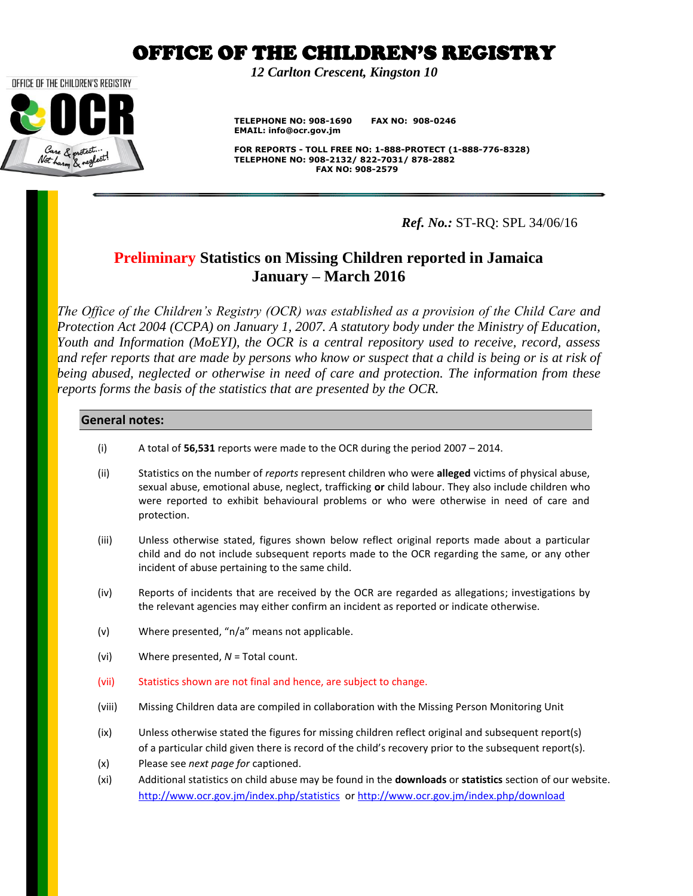# OFFICE OF THE CHILDREN'S REGISTRY

*12 Carlton Crescent, Kingston 10*

OFFICE OF THE CHILDREN'S REGISTRY

OCR

Care & protect... Not harm & neglect!

**TELEPHONE NO: 908-1690 FAX NO: 908-0246**
**EMAIL: info@ocr.gov.jm**

**FOR REPORTS - TOLL FREE NO: 1-888-PROTECT (1-888-776-8328)**
**TELEPHONE NO: 908-2132/ 822-7031/ 878-2882**
**FAX NO: 908-2579**

***Ref. No.:*** ST-RQ: SPL 34/06/16

## Preliminary Statistics on Missing Children reported in Jamaica January – March 2016

*The Office of the Children's Registry (OCR) was established as a provision of the Child Care and Protection Act 2004 (CCPA) on January 1, 2007. A statutory body under the Ministry of Education, Youth and Information (MoEYI), the OCR is a central repository used to receive, record, assess and refer reports that are made by persons who know or suspect that a child is being or is at risk of being abused, neglected or otherwise in need of care and protection. The information from these reports forms the basis of the statistics that are presented by the OCR.*

### General notes:

(i) A total of **56,531** reports were made to the OCR during the period 2007 – 2014.

(ii) Statistics on the number of *reports* represent children who were **alleged** victims of physical abuse, sexual abuse, emotional abuse, neglect, trafficking **or** child labour. They also include children who were reported to exhibit behavioural problems or who were otherwise in need of care and protection.

(iii) Unless otherwise stated, figures shown below reflect original reports made about a particular child and do not include subsequent reports made to the OCR regarding the same, or any other incident of abuse pertaining to the same child.

(iv) Reports of incidents that are received by the OCR are regarded as allegations; investigations by the relevant agencies may either confirm an incident as reported or indicate otherwise.

(v) Where presented, "n/a" means not applicable.

(vi) Where presented, *N* = Total count.

(vii) Statistics shown are not final and hence, are subject to change.

(viii) Missing Children data are compiled in collaboration with the Missing Person Monitoring Unit

(ix) Unless otherwise stated the figures for missing children reflect original and subsequent report(s) of a particular child given there is record of the child's recovery prior to the subsequent report(s).

(x) Please see *next page for* captioned.

(xi) Additional statistics on child abuse may be found in the **downloads** or **statistics** section of our website. http://www.ocr.gov.jm/index.php/statistics or http://www.ocr.gov.jm/index.php/download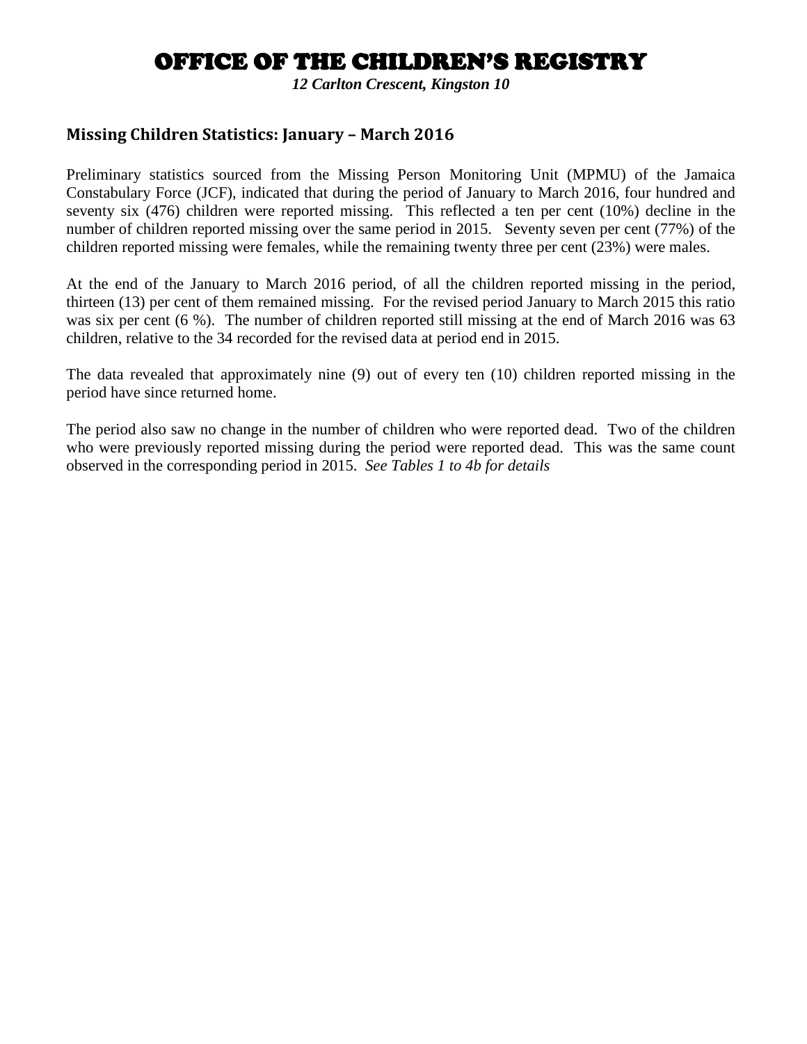# OFFICE OF THE CHILDREN'S REGISTRY

***12 Carlton Crescent, Kingston 10***

## Missing Children Statistics: January – March 2016

Preliminary statistics sourced from the Missing Person Monitoring Unit (MPMU) of the Jamaica Constabulary Force (JCF), indicated that during the period of January to March 2016, four hundred and seventy six (476) children were reported missing. This reflected a ten per cent (10%) decline in the number of children reported missing over the same period in 2015. Seventy seven per cent (77%) of the children reported missing were females, while the remaining twenty three per cent (23%) were males.

At the end of the January to March 2016 period, of all the children reported missing in the period, thirteen (13) per cent of them remained missing. For the revised period January to March 2015 this ratio was six per cent (6 %). The number of children reported still missing at the end of March 2016 was 63 children, relative to the 34 recorded for the revised data at period end in 2015.

The data revealed that approximately nine (9) out of every ten (10) children reported missing in the period have since returned home.

The period also saw no change in the number of children who were reported dead. Two of the children who were previously reported missing during the period were reported dead. This was the same count observed in the corresponding period in 2015. *See Tables 1 to 4b for details*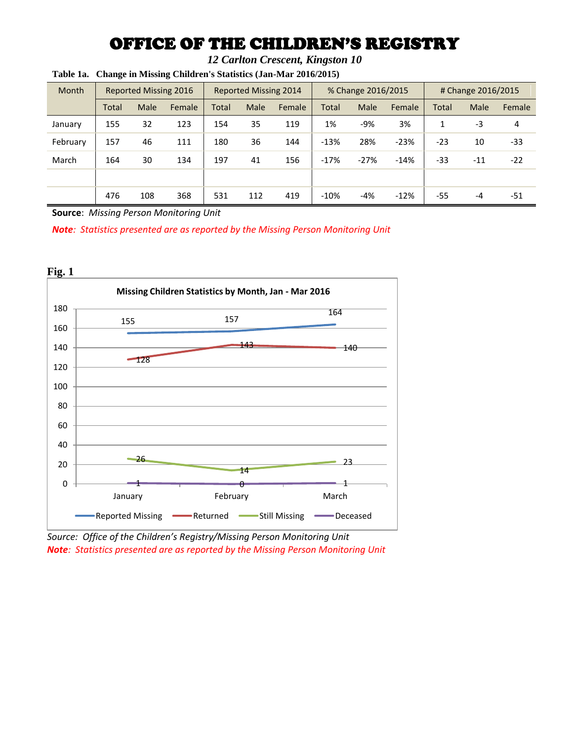# OFFICE OF THE CHILDREN'S REGISTRY

*12 Carlton Crescent, Kingston 10*

**Table 1a. Change in Missing Children's Statistics (Jan-Mar 2016/2015)**

| Month | Reported Missing 2016 | | | Reported Missing 2014 | | | % Change 2016/2015 | | | # Change 2016/2015 | | |
|---|---|---|---|---|---|---|---|---|---|---|---|---|
| | Total | Male | Female | Total | Male | Female | Total | Male | Female | Total | Male | Female |
| January | 155 | 32 | 123 | 154 | 35 | 119 | 1% | -9% | 3% | 1 | -3 | 4 |
| February | 157 | 46 | 111 | 180 | 36 | 144 | -13% | 28% | -23% | -23 | 10 | -33 |
| March | 164 | 30 | 134 | 197 | 41 | 156 | -17% | -27% | -14% | -33 | -11 | -22 |
| | | | | | | | | | | | | |
| | 476 | 108 | 368 | 531 | 112 | 419 | -10% | -4% | -12% | -55 | -4 | -51 |

**Source**: *Missing Person Monitoring Unit*

***Note**: Statistics presented are as reported by the Missing Person Monitoring Unit*

**Fig. 1**

**Missing Children Statistics by Month, Jan - Mar 2016**

| | January | February | March |
|---|---|---|---|
| Reported Missing | 155 | 157 | 164 |
| Returned | 128 | 143 | 140 |
| Still Missing | 26 | 14 | 23 |
| Deceased | 1 | 0 | 1 |

*Source: Office of the Children's Registry/Missing Person Monitoring Unit*

***Note**: Statistics presented are as reported by the Missing Person Monitoring Unit*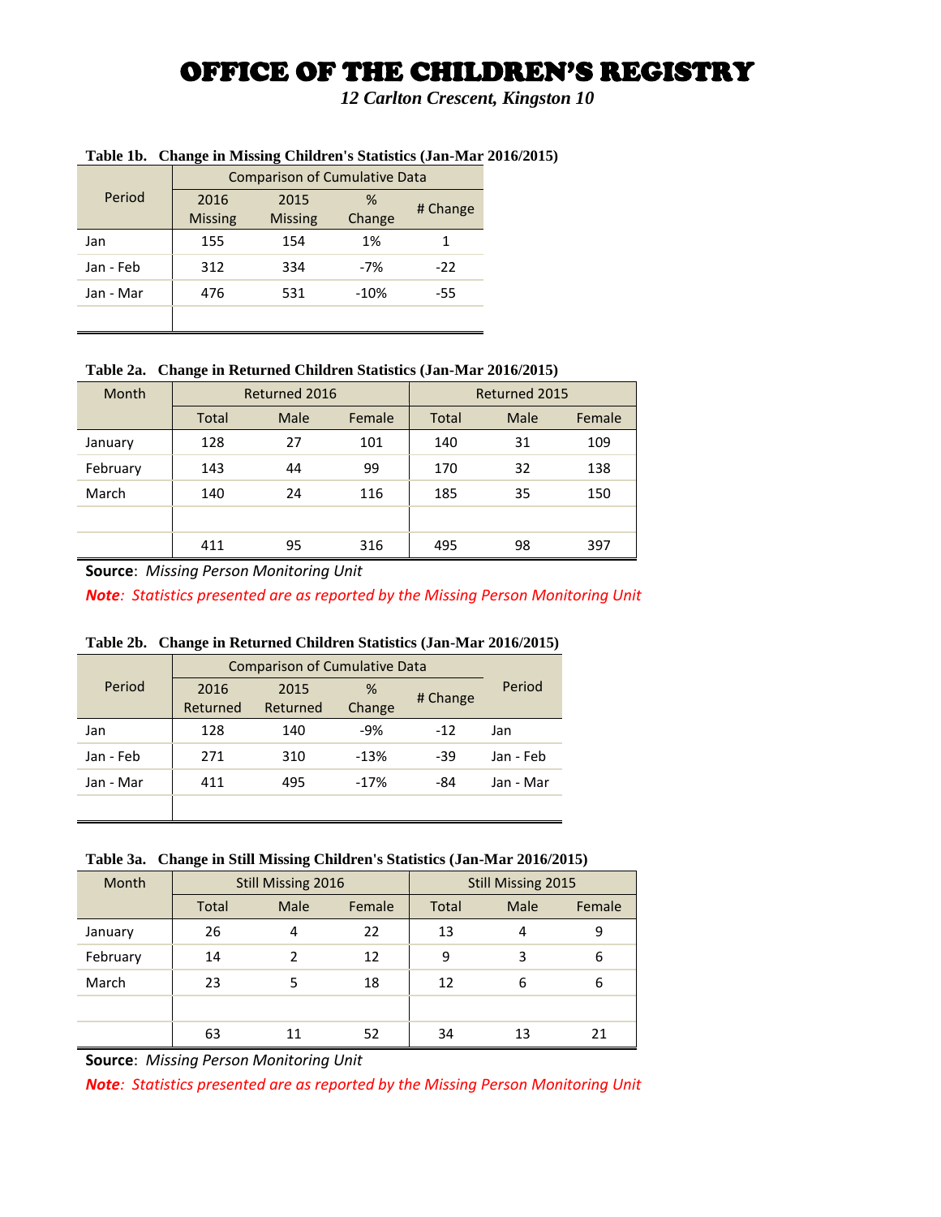# OFFICE OF THE CHILDREN'S REGISTRY

*12 Carlton Crescent, Kingston 10*

**Table 1b. Change in Missing Children's Statistics (Jan-Mar 2016/2015)**

| Period | Comparison of Cumulative Data | | | |
|---|---|---|---|---|
| | 2016 Missing | 2015 Missing | % Change | # Change |
| Jan | 155 | 154 | 1% | 1 |
| Jan - Feb | 312 | 334 | -7% | -22 |
| Jan - Mar | 476 | 531 | -10% | -55 |
| | | | | |

**Table 2a. Change in Returned Children Statistics (Jan-Mar 2016/2015)**

| Month | Returned 2016 | | | Returned 2015 | | |
|---|---|---|---|---|---|---|
| | Total | Male | Female | Total | Male | Female |
| January | 128 | 27 | 101 | 140 | 31 | 109 |
| February | 143 | 44 | 99 | 170 | 32 | 138 |
| March | 140 | 24 | 116 | 185 | 35 | 150 |
| | | | | | | |
| | 411 | 95 | 316 | 495 | 98 | 397 |

**Source**: *Missing Person Monitoring Unit*

***Note**: Statistics presented are as reported by the Missing Person Monitoring Unit*

**Table 2b. Change in Returned Children Statistics (Jan-Mar 2016/2015)**

| Period | Comparison of Cumulative Data | | | | Period |
|---|---|---|---|---|---|
| | 2016 Returned | 2015 Returned | % Change | # Change | |
| Jan | 128 | 140 | -9% | -12 | Jan |
| Jan - Feb | 271 | 310 | -13% | -39 | Jan - Feb |
| Jan - Mar | 411 | 495 | -17% | -84 | Jan - Mar |
| | | | | | |

**Table 3a. Change in Still Missing Children's Statistics (Jan-Mar 2016/2015)**

| Month | Still Missing 2016 | | | Still Missing 2015 | | |
|---|---|---|---|---|---|---|
| | Total | Male | Female | Total | Male | Female |
| January | 26 | 4 | 22 | 13 | 4 | 9 |
| February | 14 | 2 | 12 | 9 | 3 | 6 |
| March | 23 | 5 | 18 | 12 | 6 | 6 |
| | | | | | | |
| | 63 | 11 | 52 | 34 | 13 | 21 |

**Source**: *Missing Person Monitoring Unit*

***Note**: Statistics presented are as reported by the Missing Person Monitoring Unit*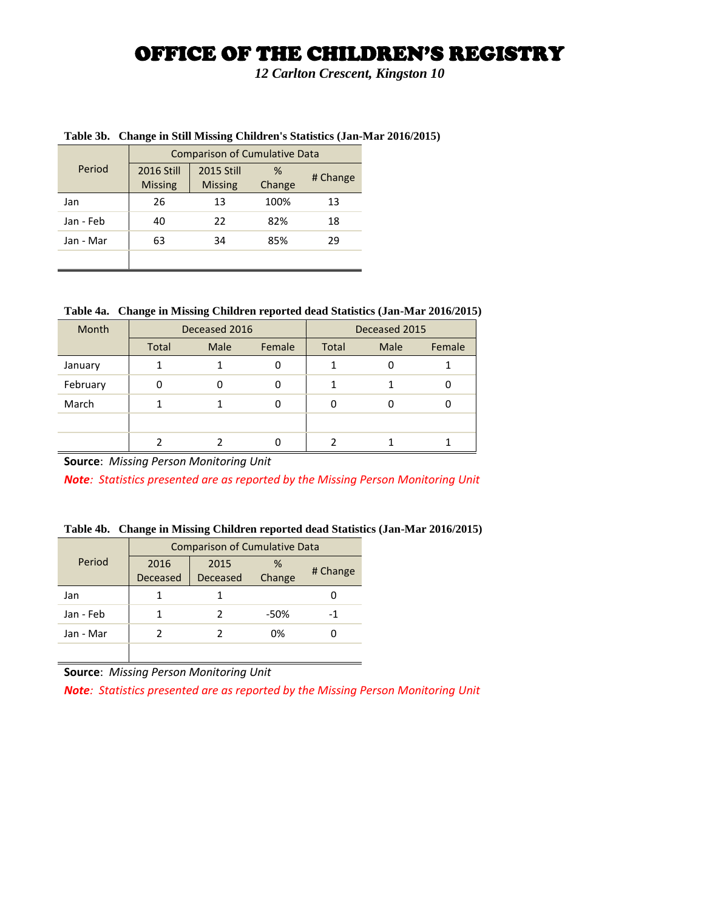# OFFICE OF THE CHILDREN'S REGISTRY

*12 Carlton Crescent, Kingston 10*

**Table 3b. Change in Still Missing Children's Statistics (Jan-Mar 2016/2015)**

| Period | Comparison of Cumulative Data | | | |
|---|---|---|---|---|
| | 2016 Still Missing | 2015 Still Missing | % Change | # Change |
| Jan | 26 | 13 | 100% | 13 |
| Jan - Feb | 40 | 22 | 82% | 18 |
| Jan - Mar | 63 | 34 | 85% | 29 |
| | | | | |

**Table 4a. Change in Missing Children reported dead Statistics (Jan-Mar 2016/2015)**

| Month | Deceased 2016 | | | Deceased 2015 | | |
|---|---|---|---|---|---|---|
| | Total | Male | Female | Total | Male | Female |
| January | 1 | 1 | 0 | 1 | 0 | 1 |
| February | 0 | 0 | 0 | 1 | 1 | 0 |
| March | 1 | 1 | 0 | 0 | 0 | 0 |
| | | | | | | |
| | 2 | 2 | 0 | 2 | 1 | 1 |

**Source**: *Missing Person Monitoring Unit*

***Note**: Statistics presented are as reported by the Missing Person Monitoring Unit*

**Table 4b. Change in Missing Children reported dead Statistics (Jan-Mar 2016/2015)**

| Period | Comparison of Cumulative Data | | | |
|---|---|---|---|---|
| | 2016 Deceased | 2015 Deceased | % Change | # Change |
| Jan | 1 | 1 | | 0 |
| Jan - Feb | 1 | 2 | -50% | -1 |
| Jan - Mar | 2 | 2 | 0% | 0 |
| | | | | |

**Source**: *Missing Person Monitoring Unit*

***Note**: Statistics presented are as reported by the Missing Person Monitoring Unit*